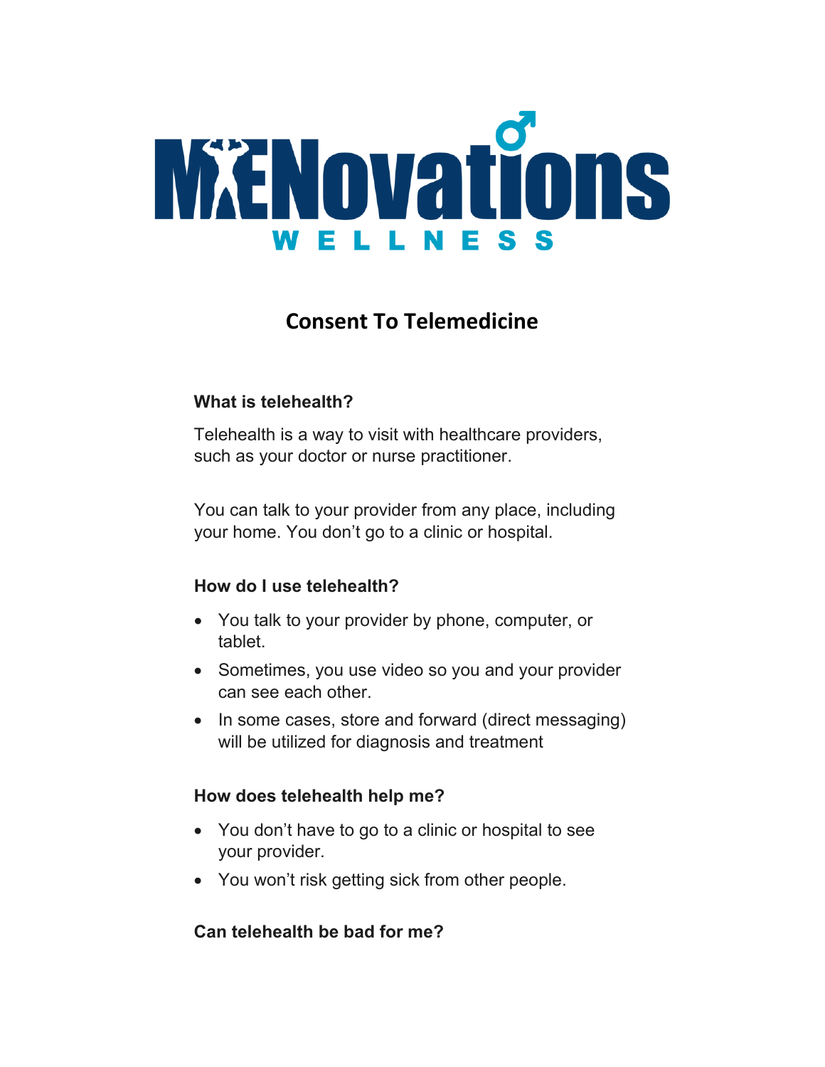MENovations WELLNESS

# Consent To Telemedicine

### What is telehealth?

Telehealth is a way to visit with healthcare providers, such as your doctor or nurse practitioner.

You can talk to your provider from any place, including your home. You don't go to a clinic or hospital.

### How do I use telehealth?

- You talk to your provider by phone, computer, or tablet.
- Sometimes, you use video so you and your provider can see each other.
- In some cases, store and forward (direct messaging) will be utilized for diagnosis and treatment

### How does telehealth help me?

- You don't have to go to a clinic or hospital to see your provider.
- You won't risk getting sick from other people.

### Can telehealth be bad for me?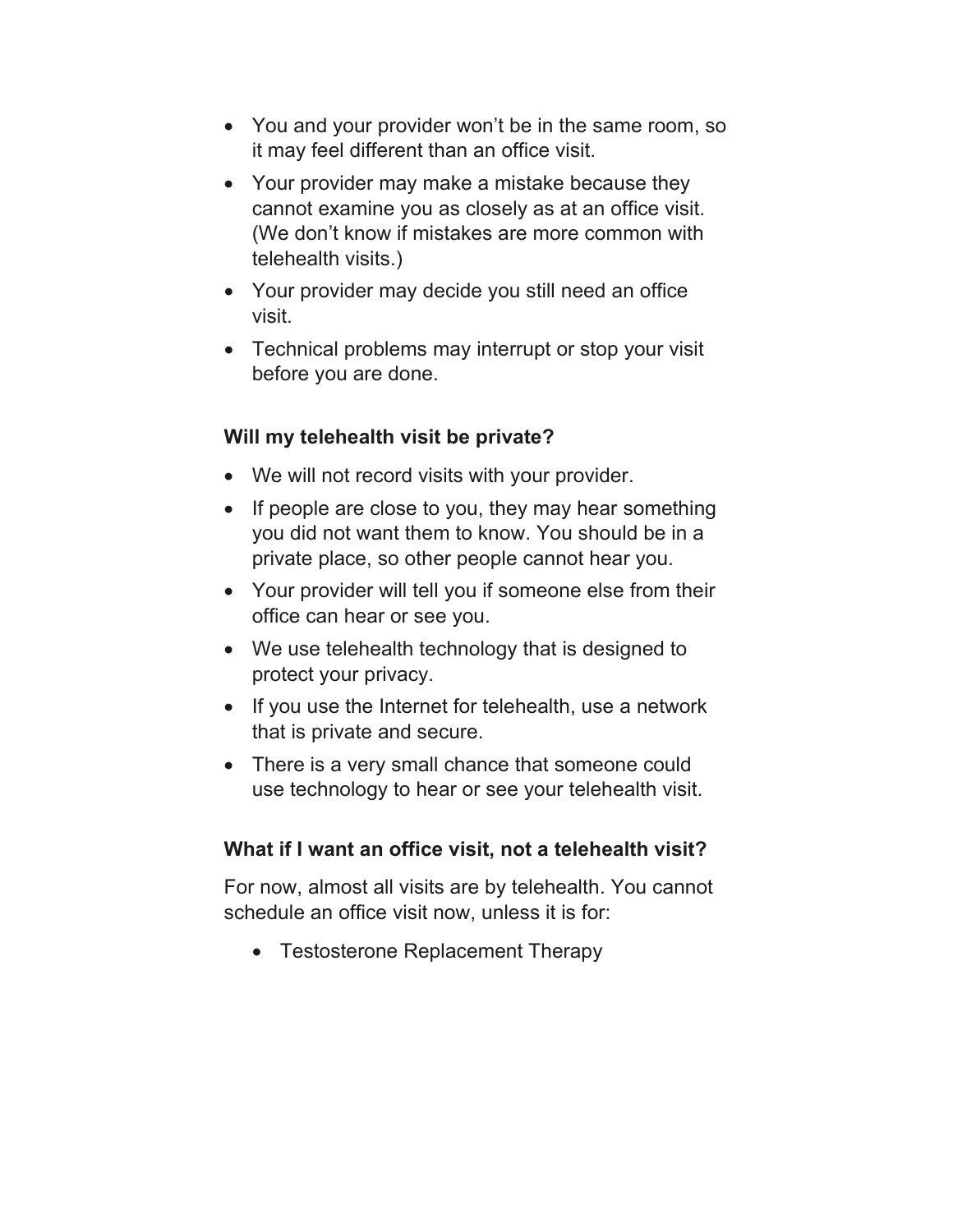- You and your provider won't be in the same room, so it may feel different than an office visit.
- Your provider may make a mistake because they cannot examine you as closely as at an office visit. (We don't know if mistakes are more common with telehealth visits.)
- Your provider may decide you still need an office visit.
- Technical problems may interrupt or stop your visit before you are done.

**Will my telehealth visit be private?**

- We will not record visits with your provider.
- If people are close to you, they may hear something you did not want them to know. You should be in a private place, so other people cannot hear you.
- Your provider will tell you if someone else from their office can hear or see you.
- We use telehealth technology that is designed to protect your privacy.
- If you use the Internet for telehealth, use a network that is private and secure.
- There is a very small chance that someone could use technology to hear or see your telehealth visit.

**What if I want an office visit, not a telehealth visit?**

For now, almost all visits are by telehealth. You cannot schedule an office visit now, unless it is for:

- Testosterone Replacement Therapy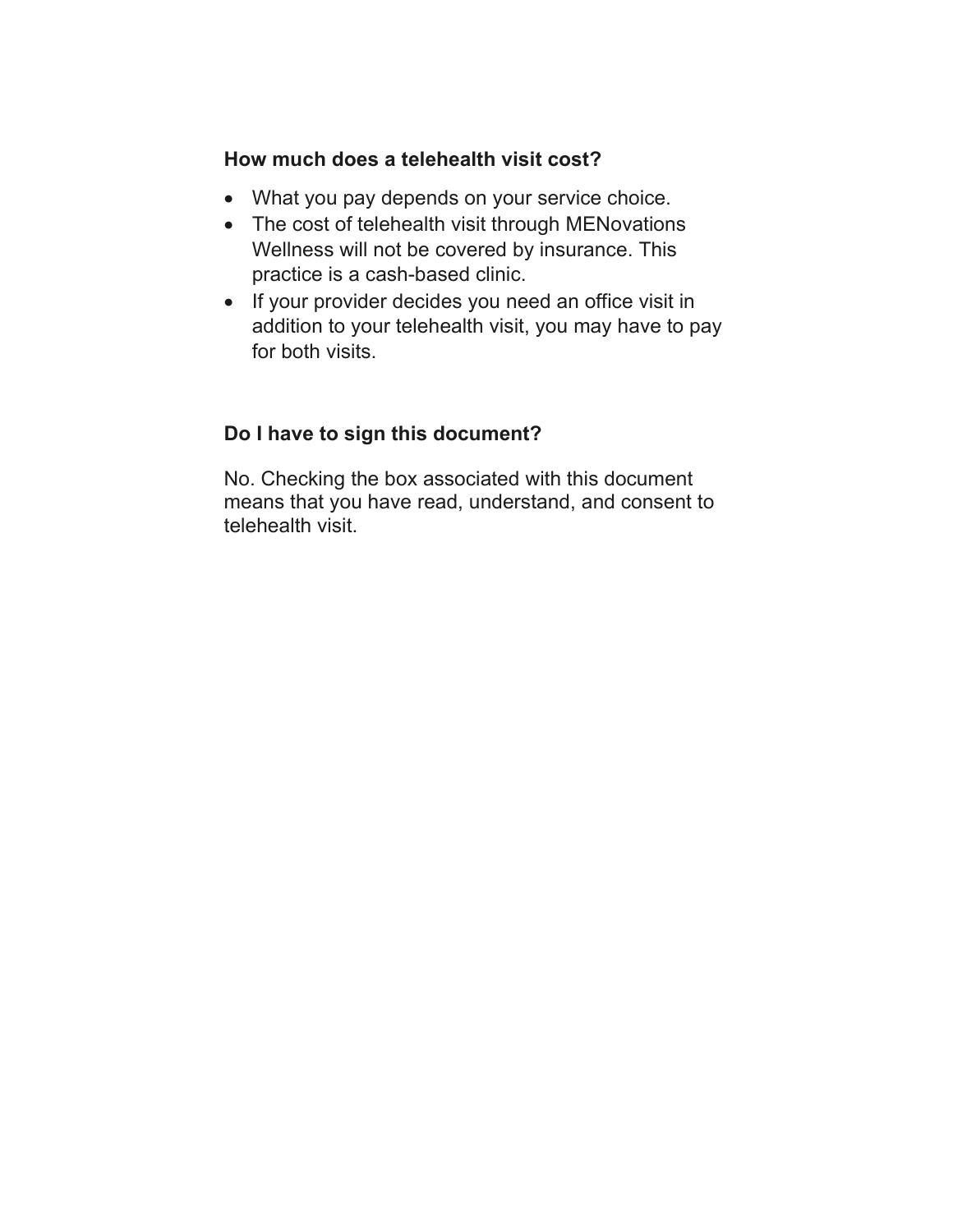**How much does a telehealth visit cost?**

- What you pay depends on your service choice.
- The cost of telehealth visit through MENovations Wellness will not be covered by insurance. This practice is a cash-based clinic.
- If your provider decides you need an office visit in addition to your telehealth visit, you may have to pay for both visits.

**Do I have to sign this document?**

No. Checking the box associated with this document means that you have read, understand, and consent to telehealth visit.